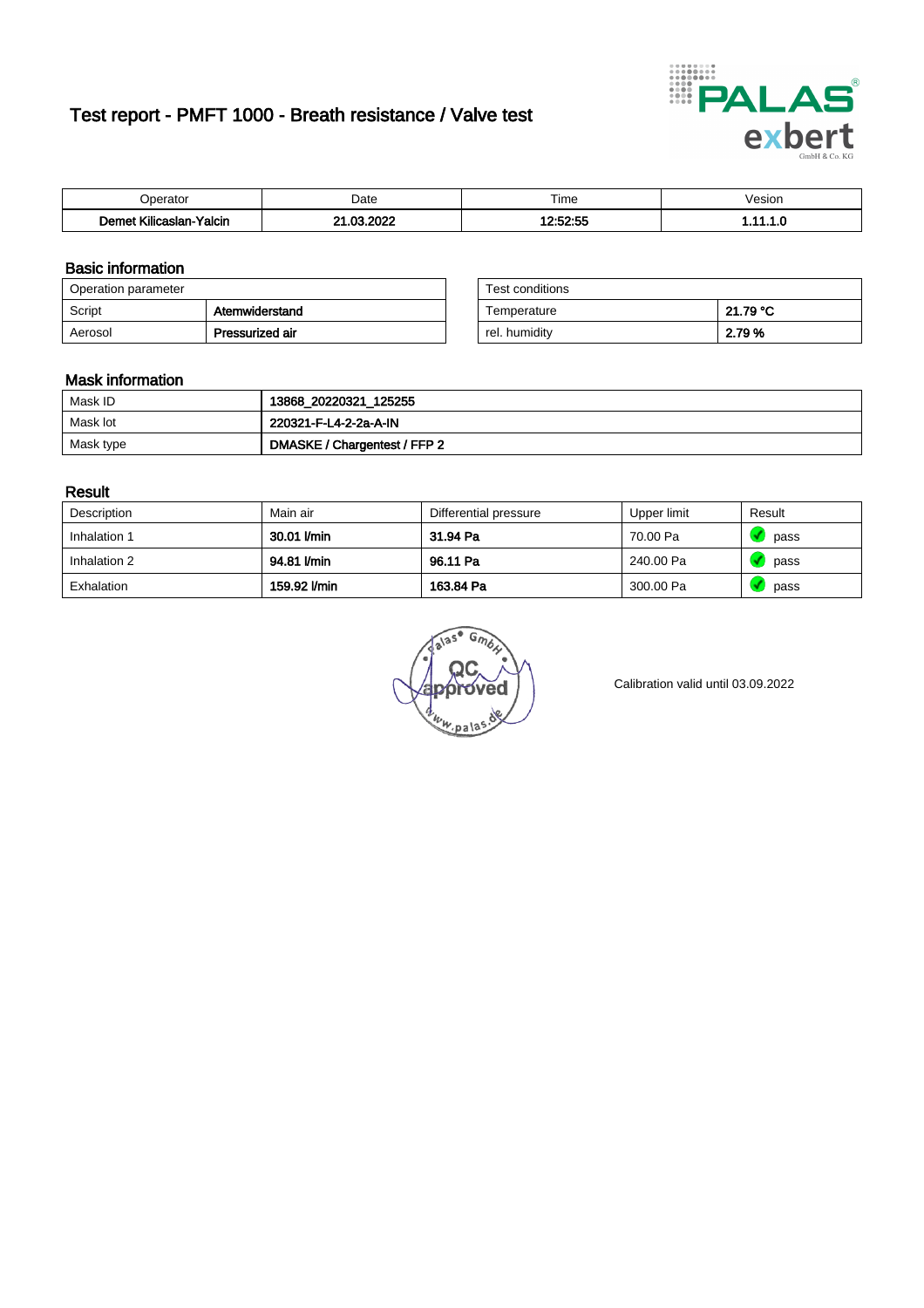# Test report - PMFT 1000 - Breath resistance / Valve test

| Operator | Date | Time | Vesion |
|---|---|---|---|
| **Demet Kilicaslan-Yalcin** | **21.03.2022** | **12:52:55** | **1.11.1.0** |

## Basic information

| Operation parameter | |
|---|---|
| Script | **Atemwiderstand** |
| Aerosol | **Pressurized air** |

| Test conditions | |
|---|---|
| Temperature | **21.79 °C** |
| rel. humidity | **2.79 %** |

## Mask information

| | |
|---|---|
| Mask ID | **13868_20220321_125255** |
| Mask lot | **220321-F-L4-2-2a-A-IN** |
| Mask type | **DMASKE / Chargentest / FFP 2** |

## Result

| Description | Main air | Differential pressure | Upper limit | Result |
|---|---|---|---|---|
| Inhalation 1 | **30.01 l/min** | **31.94 Pa** | 70.00 Pa | pass |
| Inhalation 2 | **94.81 l/min** | **96.11 Pa** | 240.00 Pa | pass |
| Exhalation | **159.92 l/min** | **163.84 Pa** | 300.00 Pa | pass |

Calibration valid until 03.09.2022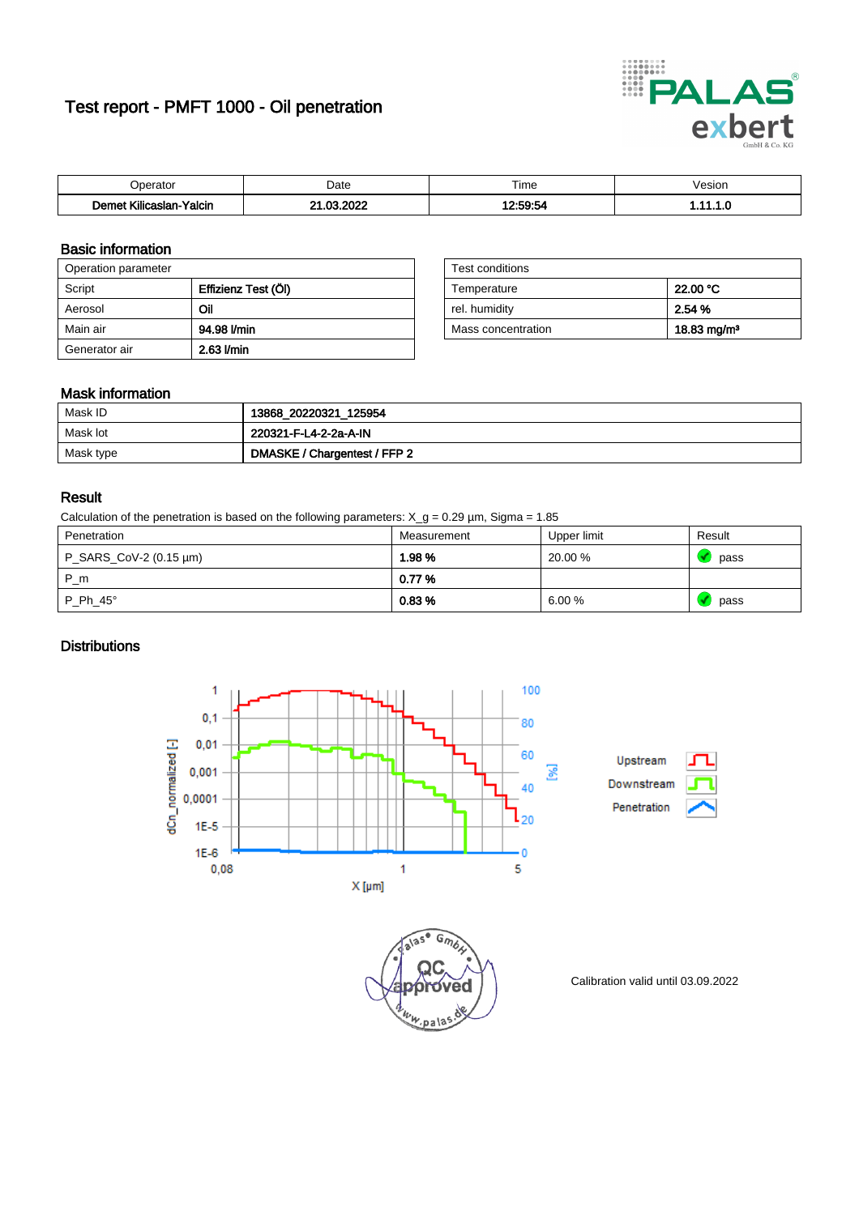# Test report - PMFT 1000 - Oil penetration

| Operator | Date | Time | Vesion |
|---|---|---|---|
| **Demet Kilicaslan-Yalcin** | **21.03.2022** | **12:59:54** | **1.11.1.0** |

## Basic information

| Operation parameter | |
|---|---|
| Script | **Effizienz Test (Öl)** |
| Aerosol | **Oil** |
| Main air | **94.98 l/min** |
| Generator air | **2.63 l/min** |

| Test conditions | |
|---|---|
| Temperature | **22.00 °C** |
| rel. humidity | **2.54 %** |
| Mass concentration | **18.83 mg/m³** |

## Mask information

| | |
|---|---|
| Mask ID | **13868_20220321_125954** |
| Mask lot | **220321-F-L4-2-2a-A-IN** |
| Mask type | **DMASKE / Chargentest / FFP 2** |

## Result

Calculation of the penetration is based on the following parameters: X_g = 0.29 µm, Sigma = 1.85

| Penetration | Measurement | Upper limit | Result |
|---|---|---|---|
| P_SARS_CoV-2 (0.15 µm) | **1.98 %** | 20.00 % | pass |
| P_m | **0.77 %** | | |
| P_Ph_45° | **0.83 %** | 6.00 % | pass |

## Distributions

dCn_normalized [-]
1
0,1
0,01
0,001
0,0001
1E-5
1E-6
0,08
1
5
X [µm]
[%]
100
80
60
40
20
0
Upstream
Downstream
Penetration

Calibration valid until 03.09.2022